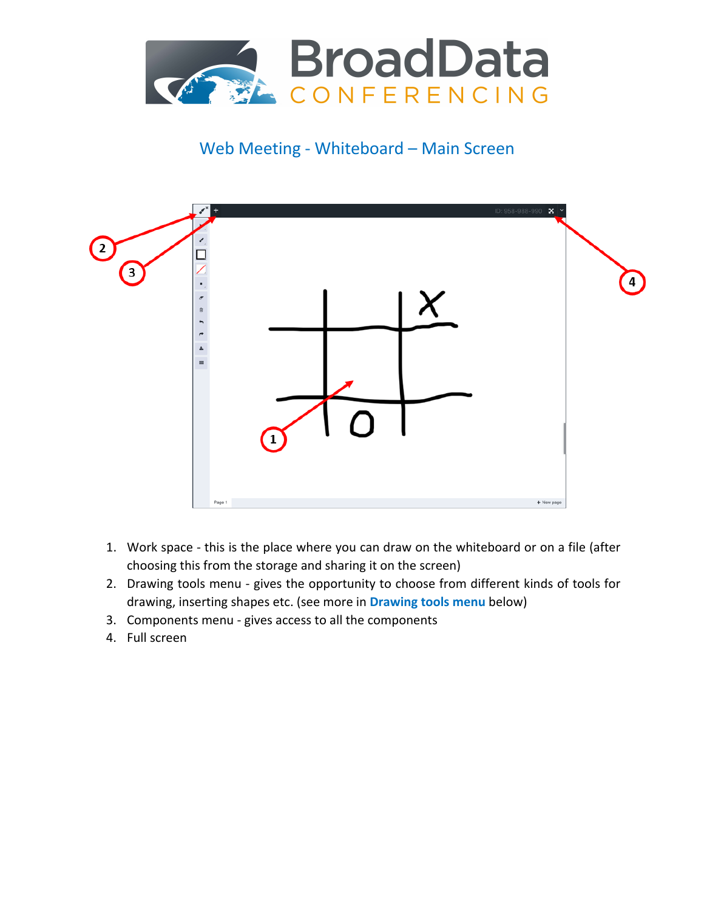# Web Meeting - Whiteboard – Main Screen

1. Work space - this is the place where you can draw on the whiteboard or on a file (after choosing this from the storage and sharing it on the screen)
2. Drawing tools menu - gives the opportunity to choose from different kinds of tools for drawing, inserting shapes etc. (see more in **Drawing tools menu** below)
3. Components menu - gives access to all the components
4. Full screen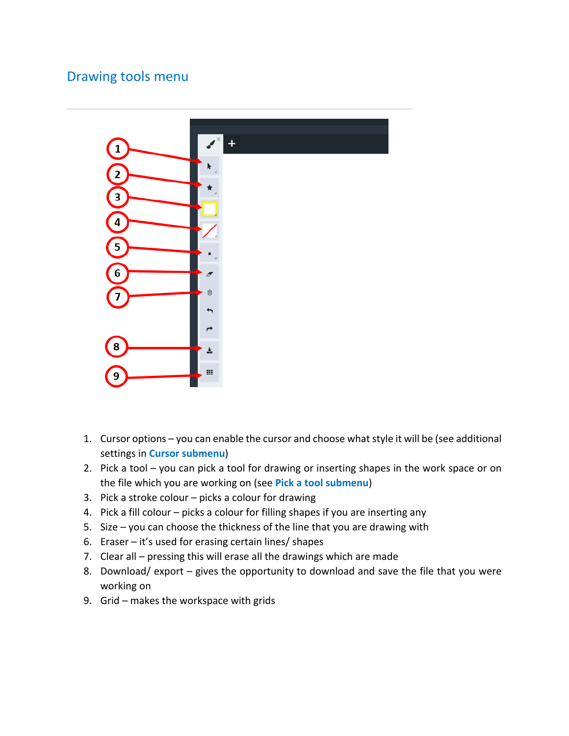## Drawing tools menu

1. Cursor options – you can enable the cursor and choose what style it will be (see additional settings in **Cursor submenu**)
2. Pick a tool – you can pick a tool for drawing or inserting shapes in the work space or on the file which you are working on (see **Pick a tool submenu**)
3. Pick a stroke colour – picks a colour for drawing
4. Pick a fill colour – picks a colour for filling shapes if you are inserting any
5. Size – you can choose the thickness of the line that you are drawing with
6. Eraser – it's used for erasing certain lines/ shapes
7. Clear all – pressing this will erase all the drawings which are made
8. Download/ export – gives the opportunity to download and save the file that you were working on
9. Grid – makes the workspace with grids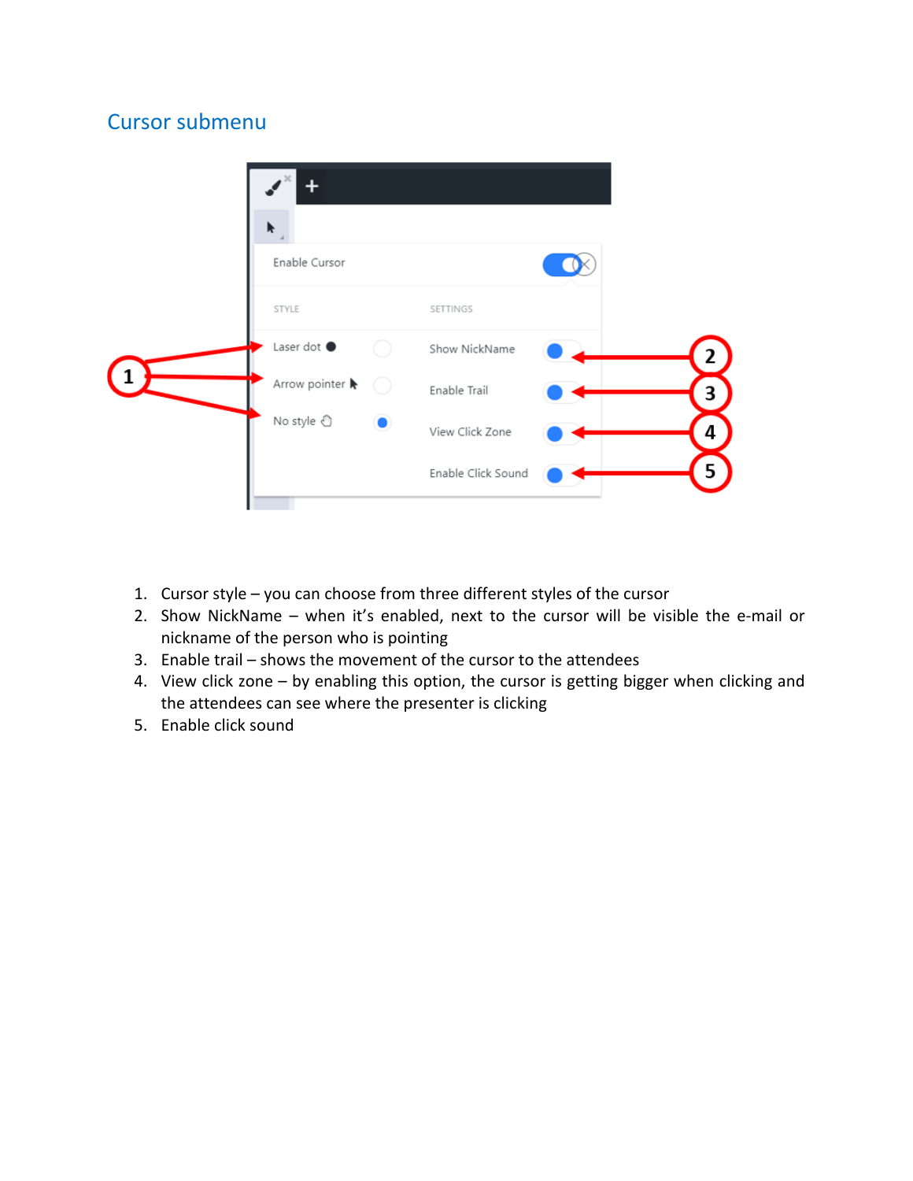## Cursor submenu

1. Cursor style – you can choose from three different styles of the cursor
2. Show NickName – when it's enabled, next to the cursor will be visible the e-mail or nickname of the person who is pointing
3. Enable trail – shows the movement of the cursor to the attendees
4. View click zone – by enabling this option, the cursor is getting bigger when clicking and the attendees can see where the presenter is clicking
5. Enable click sound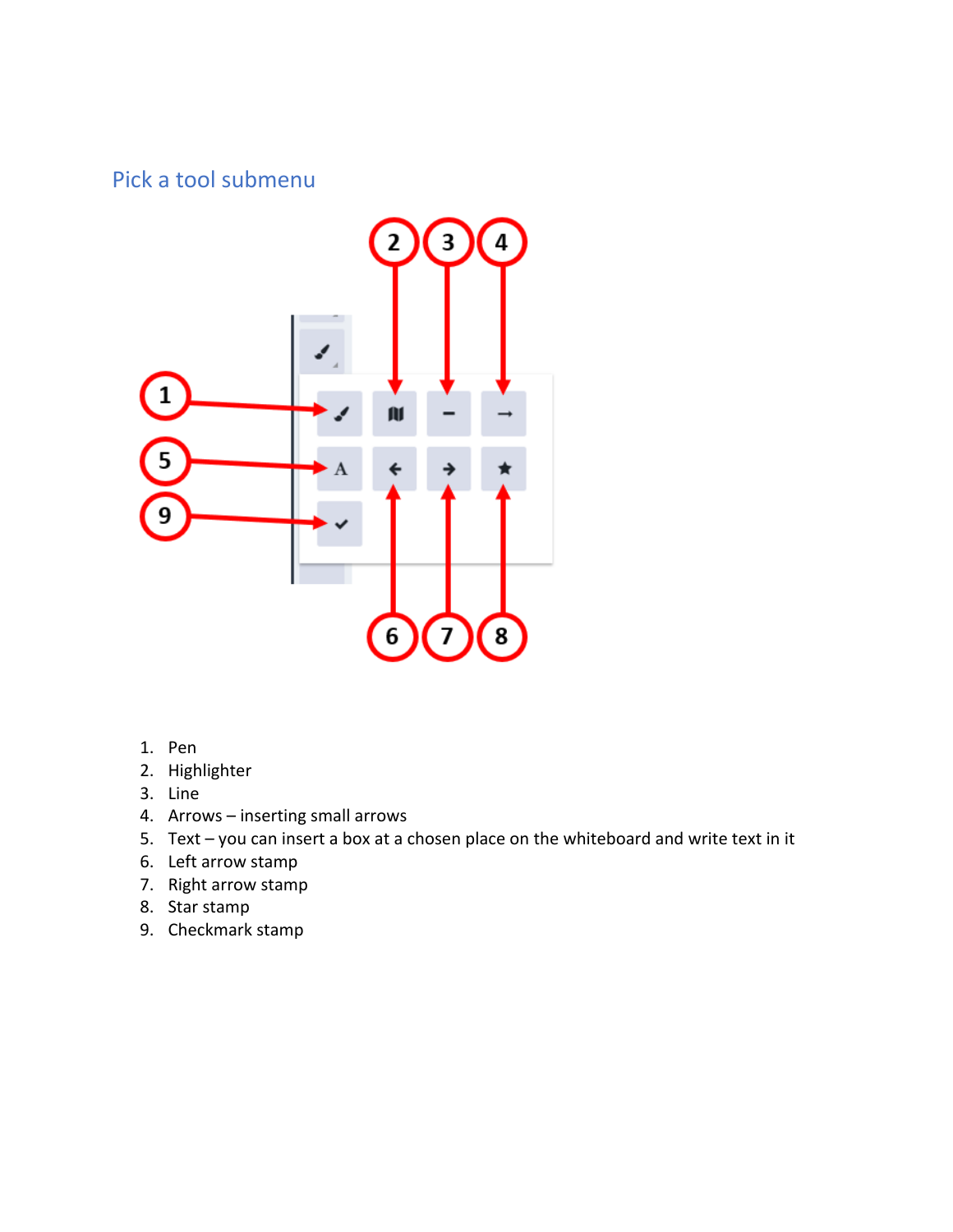## Pick a tool submenu

1. Pen
2. Highlighter
3. Line
4. Arrows – inserting small arrows
5. Text – you can insert a box at a chosen place on the whiteboard and write text in it
6. Left arrow stamp
7. Right arrow stamp
8. Star stamp
9. Checkmark stamp